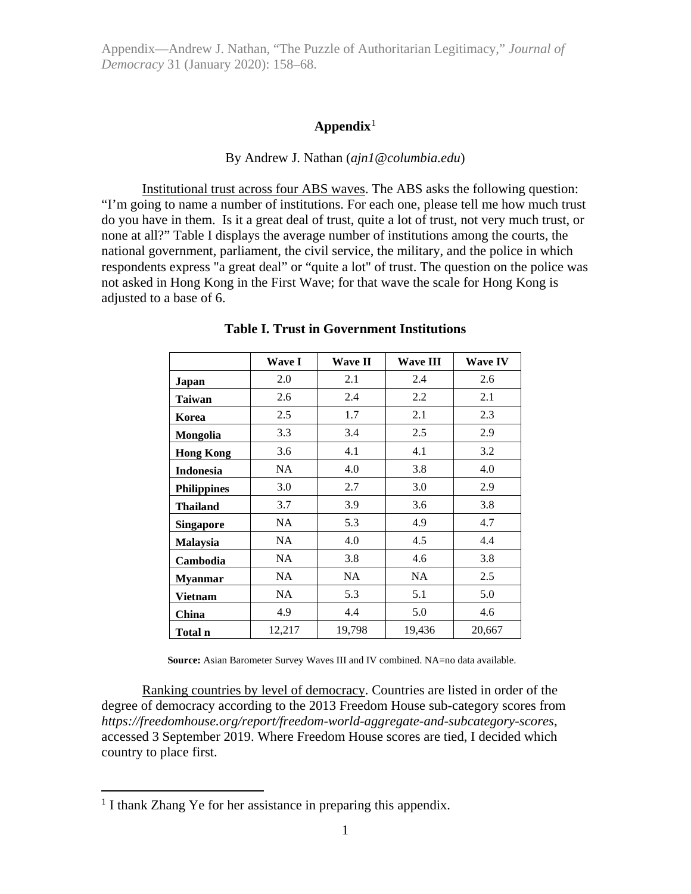Appendix—Andrew J. Nathan, "The Puzzle of Authoritarian Legitimacy," *Journal of Democracy* 31 (January 2020): 158–68.

# Appendix[1]

By Andrew J. Nathan (*ajn1@columbia.edu*)

Institutional trust across four ABS waves. The ABS asks the following question: "I'm going to name a number of institutions. For each one, please tell me how much trust do you have in them. Is it a great deal of trust, quite a lot of trust, not very much trust, or none at all?" Table I displays the average number of institutions among the courts, the national government, parliament, the civil service, the military, and the police in which respondents express "a great deal" or "quite a lot" of trust. The question on the police was not asked in Hong Kong in the First Wave; for that wave the scale for Hong Kong is adjusted to a base of 6.

**Table I. Trust in Government Institutions**

| | Wave I | Wave II | Wave III | Wave IV |
|---|---|---|---|---|
| **Japan** | 2.0 | 2.1 | 2.4 | 2.6 |
| **Taiwan** | 2.6 | 2.4 | 2.2 | 2.1 |
| **Korea** | 2.5 | 1.7 | 2.1 | 2.3 |
| **Mongolia** | 3.3 | 3.4 | 2.5 | 2.9 |
| **Hong Kong** | 3.6 | 4.1 | 4.1 | 3.2 |
| **Indonesia** | NA | 4.0 | 3.8 | 4.0 |
| **Philippines** | 3.0 | 2.7 | 3.0 | 2.9 |
| **Thailand** | 3.7 | 3.9 | 3.6 | 3.8 |
| **Singapore** | NA | 5.3 | 4.9 | 4.7 |
| **Malaysia** | NA | 4.0 | 4.5 | 4.4 |
| **Cambodia** | NA | 3.8 | 4.6 | 3.8 |
| **Myanmar** | NA | NA | NA | 2.5 |
| **Vietnam** | NA | 5.3 | 5.1 | 5.0 |
| **China** | 4.9 | 4.4 | 5.0 | 4.6 |
| **Total n** | 12,217 | 19,798 | 19,436 | 20,667 |

**Source:** Asian Barometer Survey Waves III and IV combined. NA=no data available.

Ranking countries by level of democracy. Countries are listed in order of the degree of democracy according to the 2013 Freedom House sub-category scores from *https://freedomhouse.org/report/freedom-world-aggregate-and-subcategory-scores*, accessed 3 September 2019. Where Freedom House scores are tied, I decided which country to place first.

[1] I thank Zhang Ye for her assistance in preparing this appendix.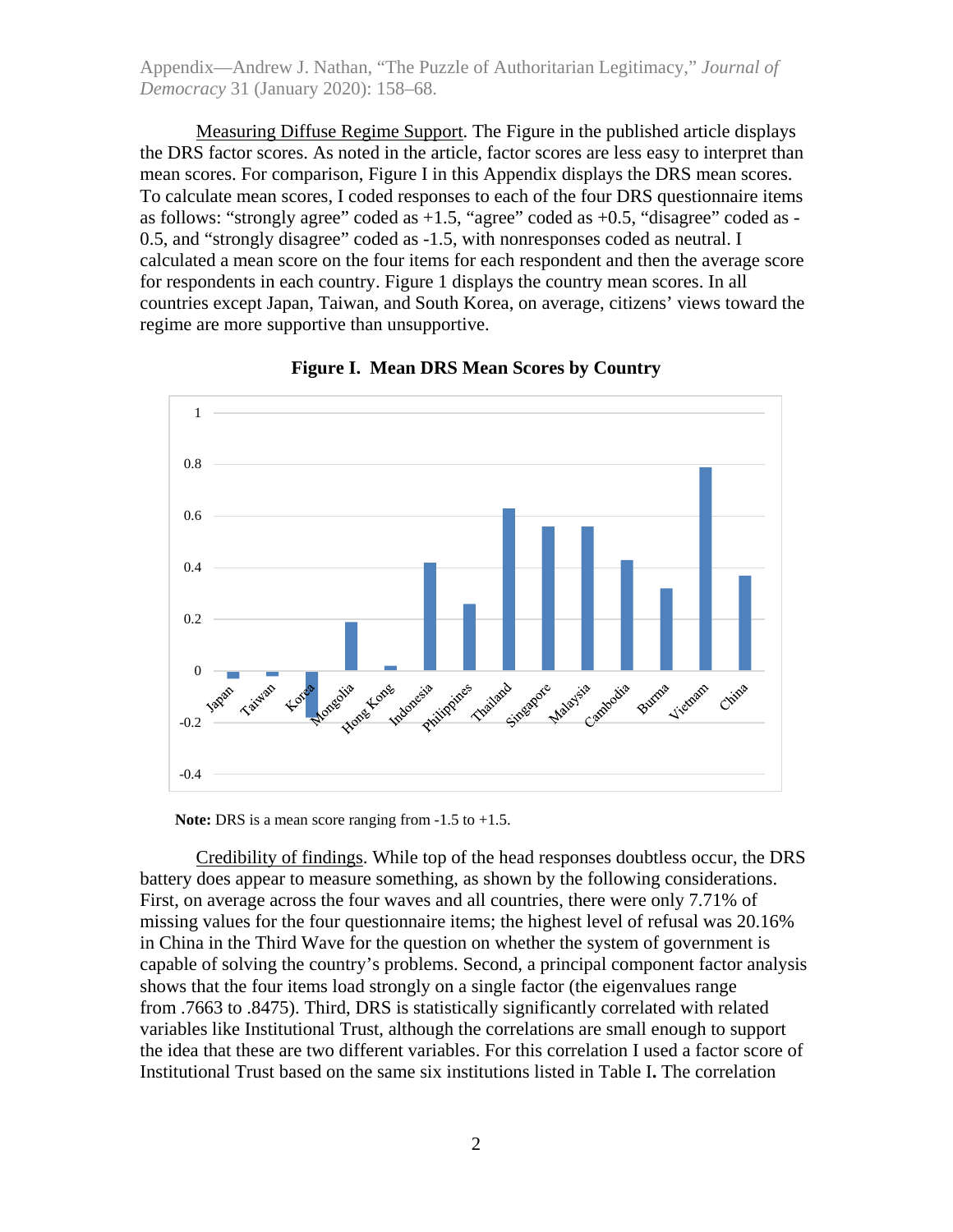Measuring Diffuse Regime Support. The Figure in the published article displays the DRS factor scores. As noted in the article, factor scores are less easy to interpret than mean scores. For comparison, Figure I in this Appendix displays the DRS mean scores. To calculate mean scores, I coded responses to each of the four DRS questionnaire items as follows: "strongly agree" coded as +1.5, "agree" coded as +0.5, "disagree" coded as -0.5, and "strongly disagree" coded as -1.5, with nonresponses coded as neutral. I calculated a mean score on the four items for each respondent and then the average score for respondents in each country. Figure 1 displays the country mean scores. In all countries except Japan, Taiwan, and South Korea, on average, citizens' views toward the regime are more supportive than unsupportive.

**Figure I. Mean DRS Mean Scores by Country**

**Note:** DRS is a mean score ranging from -1.5 to +1.5.

Credibility of findings. While top of the head responses doubtless occur, the DRS battery does appear to measure something, as shown by the following considerations. First, on average across the four waves and all countries, there were only 7.71% of missing values for the four questionnaire items; the highest level of refusal was 20.16% in China in the Third Wave for the question on whether the system of government is capable of solving the country's problems. Second, a principal component factor analysis shows that the four items load strongly on a single factor (the eigenvalues range from .7663 to .8475). Third, DRS is statistically significantly correlated with related variables like Institutional Trust, although the correlations are small enough to support the idea that these are two different variables. For this correlation I used a factor score of Institutional Trust based on the same six institutions listed in Table I**.** The correlation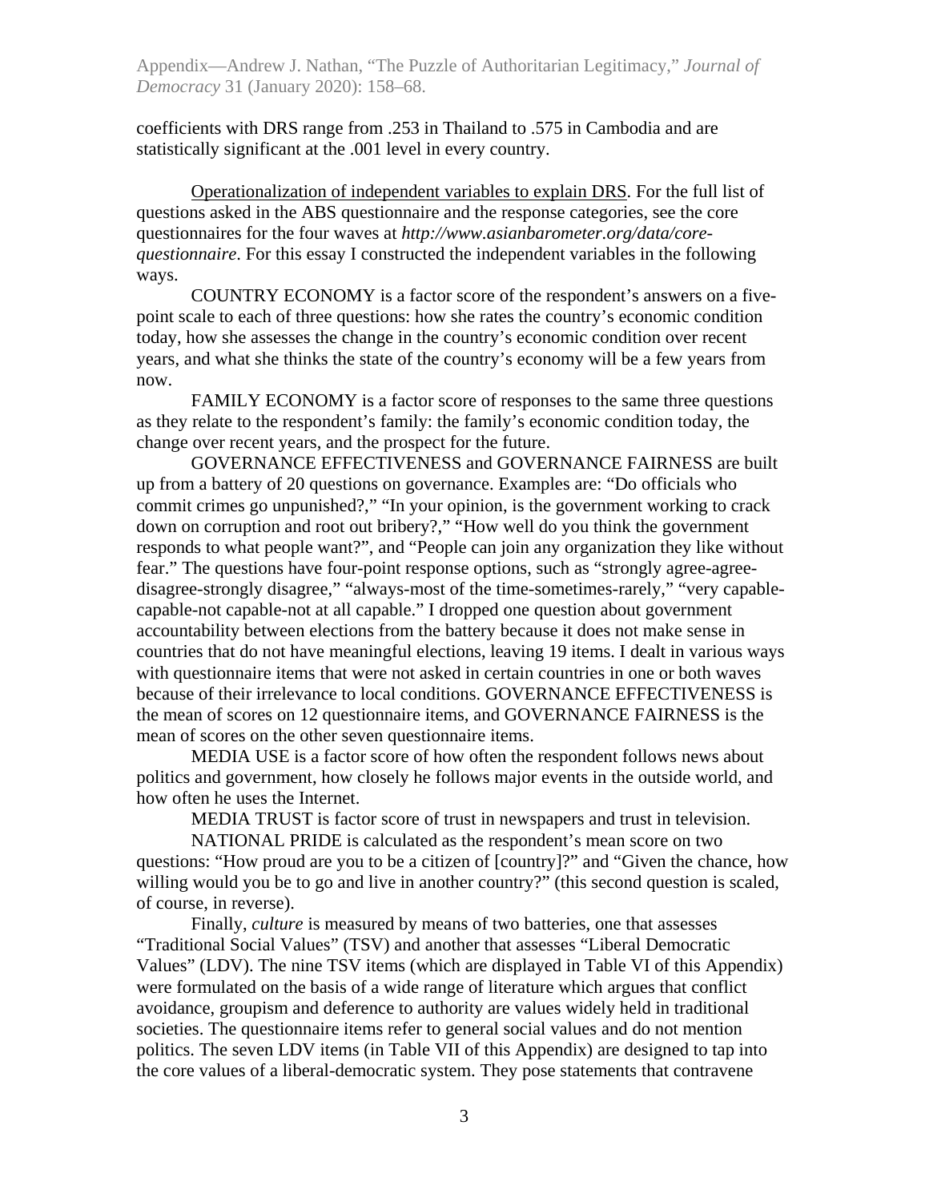coefficients with DRS range from .253 in Thailand to .575 in Cambodia and are statistically significant at the .001 level in every country.

Operationalization of independent variables to explain DRS. For the full list of questions asked in the ABS questionnaire and the response categories, see the core questionnaires for the four waves at *http://www.asianbarometer.org/data/core-questionnaire*. For this essay I constructed the independent variables in the following ways.

COUNTRY ECONOMY is a factor score of the respondent's answers on a five-point scale to each of three questions: how she rates the country's economic condition today, how she assesses the change in the country's economic condition over recent years, and what she thinks the state of the country's economy will be a few years from now.

FAMILY ECONOMY is a factor score of responses to the same three questions as they relate to the respondent's family: the family's economic condition today, the change over recent years, and the prospect for the future.

GOVERNANCE EFFECTIVENESS and GOVERNANCE FAIRNESS are built up from a battery of 20 questions on governance. Examples are: "Do officials who commit crimes go unpunished?," "In your opinion, is the government working to crack down on corruption and root out bribery?," "How well do you think the government responds to what people want?", and "People can join any organization they like without fear." The questions have four-point response options, such as "strongly agree-agree-disagree-strongly disagree," "always-most of the time-sometimes-rarely," "very capable-capable-not capable-not at all capable." I dropped one question about government accountability between elections from the battery because it does not make sense in countries that do not have meaningful elections, leaving 19 items. I dealt in various ways with questionnaire items that were not asked in certain countries in one or both waves because of their irrelevance to local conditions. GOVERNANCE EFFECTIVENESS is the mean of scores on 12 questionnaire items, and GOVERNANCE FAIRNESS is the mean of scores on the other seven questionnaire items.

MEDIA USE is a factor score of how often the respondent follows news about politics and government, how closely he follows major events in the outside world, and how often he uses the Internet.

MEDIA TRUST is factor score of trust in newspapers and trust in television.

NATIONAL PRIDE is calculated as the respondent's mean score on two questions: "How proud are you to be a citizen of [country]?" and "Given the chance, how willing would you be to go and live in another country?" (this second question is scaled, of course, in reverse).

Finally, *culture* is measured by means of two batteries, one that assesses "Traditional Social Values" (TSV) and another that assesses "Liberal Democratic Values" (LDV). The nine TSV items (which are displayed in Table VI of this Appendix) were formulated on the basis of a wide range of literature which argues that conflict avoidance, groupism and deference to authority are values widely held in traditional societies. The questionnaire items refer to general social values and do not mention politics. The seven LDV items (in Table VII of this Appendix) are designed to tap into the core values of a liberal-democratic system. They pose statements that contravene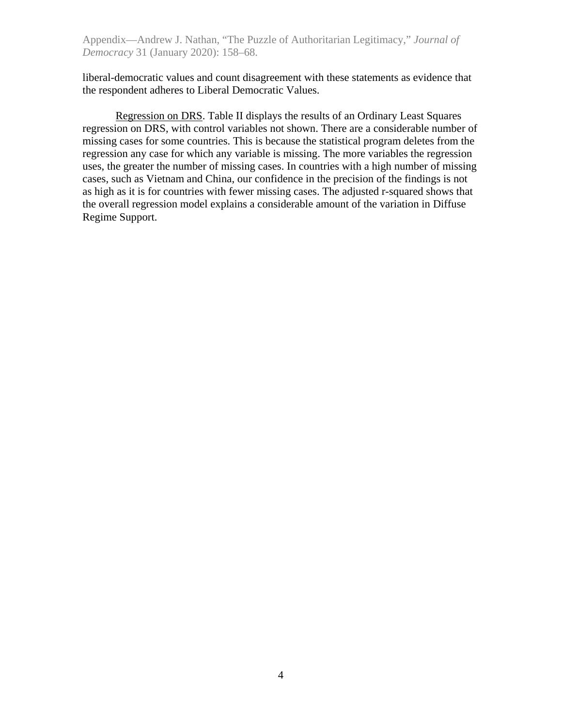liberal-democratic values and count disagreement with these statements as evidence that the respondent adheres to Liberal Democratic Values.

Regression on DRS. Table II displays the results of an Ordinary Least Squares regression on DRS, with control variables not shown. There are a considerable number of missing cases for some countries. This is because the statistical program deletes from the regression any case for which any variable is missing. The more variables the regression uses, the greater the number of missing cases. In countries with a high number of missing cases, such as Vietnam and China, our confidence in the precision of the findings is not as high as it is for countries with fewer missing cases. The adjusted r-squared shows that the overall regression model explains a considerable amount of the variation in Diffuse Regime Support.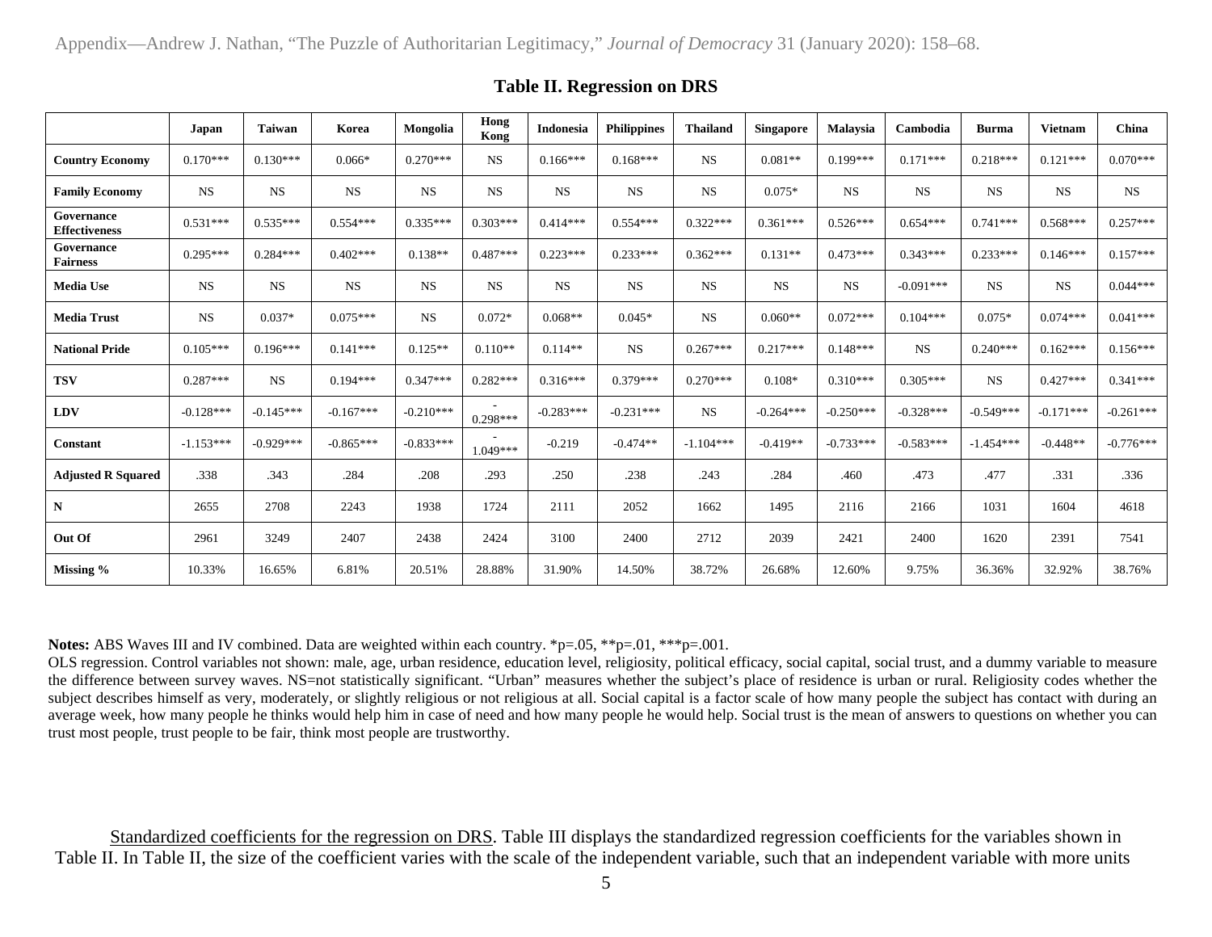**Table II. Regression on DRS**

| | Japan | Taiwan | Korea | Mongolia | Hong Kong | Indonesia | Philippines | Thailand | Singapore | Malaysia | Cambodia | Burma | Vietnam | China |
|---|---|---|---|---|---|---|---|---|---|---|---|---|---|---|
| **Country Economy** | 0.170*** | 0.130*** | 0.066* | 0.270*** | NS | 0.166*** | 0.168*** | NS | 0.081** | 0.199*** | 0.171*** | 0.218*** | 0.121*** | 0.070*** |
| **Family Economy** | NS | NS | NS | NS | NS | NS | NS | NS | 0.075* | NS | NS | NS | NS | NS |
| **Governance Effectiveness** | 0.531*** | 0.535*** | 0.554*** | 0.335*** | 0.303*** | 0.414*** | 0.554*** | 0.322*** | 0.361*** | 0.526*** | 0.654*** | 0.741*** | 0.568*** | 0.257*** |
| **Governance Fairness** | 0.295*** | 0.284*** | 0.402*** | 0.138** | 0.487*** | 0.223*** | 0.233*** | 0.362*** | 0.131** | 0.473*** | 0.343*** | 0.233*** | 0.146*** | 0.157*** |
| **Media Use** | NS | NS | NS | NS | NS | NS | NS | NS | NS | NS | -0.091*** | NS | NS | 0.044*** |
| **Media Trust** | NS | 0.037* | 0.075*** | NS | 0.072* | 0.068** | 0.045* | NS | 0.060** | 0.072*** | 0.104*** | 0.075* | 0.074*** | 0.041*** |
| **National Pride** | 0.105*** | 0.196*** | 0.141*** | 0.125** | 0.110** | 0.114** | NS | 0.267*** | 0.217*** | 0.148*** | NS | 0.240*** | 0.162*** | 0.156*** |
| **TSV** | 0.287*** | NS | 0.194*** | 0.347*** | 0.282*** | 0.316*** | 0.379*** | 0.270*** | 0.108* | 0.310*** | 0.305*** | NS | 0.427*** | 0.341*** |
| **LDV** | -0.128*** | -0.145*** | -0.167*** | -0.210*** | -0.298*** | -0.283*** | -0.231*** | NS | -0.264*** | -0.250*** | -0.328*** | -0.549*** | -0.171*** | -0.261*** |
| **Constant** | -1.153*** | -0.929*** | -0.865*** | -0.833*** | -1.049*** | -0.219 | -0.474** | -1.104*** | -0.419** | -0.733*** | -0.583*** | -1.454*** | -0.448** | -0.776*** |
| **Adjusted R Squared** | .338 | .343 | .284 | .208 | .293 | .250 | .238 | .243 | .284 | .460 | .473 | .477 | .331 | .336 |
| **N** | 2655 | 2708 | 2243 | 1938 | 1724 | 2111 | 2052 | 1662 | 1495 | 2116 | 2166 | 1031 | 1604 | 4618 |
| **Out Of** | 2961 | 3249 | 2407 | 2438 | 2424 | 3100 | 2400 | 2712 | 2039 | 2421 | 2400 | 1620 | 2391 | 7541 |
| **Missing %** | 10.33% | 16.65% | 6.81% | 20.51% | 28.88% | 31.90% | 14.50% | 38.72% | 26.68% | 12.60% | 9.75% | 36.36% | 32.92% | 38.76% |

**Notes:** ABS Waves III and IV combined. Data are weighted within each country. *p=.05, **p=.01, ***p=.001.
OLS regression. Control variables not shown: male, age, urban residence, education level, religiosity, political efficacy, social capital, social trust, and a dummy variable to measure the difference between survey waves. NS=not statistically significant. "Urban" measures whether the subject's place of residence is urban or rural. Religiosity codes whether the subject describes himself as very, moderately, or slightly religious or not religious at all. Social capital is a factor scale of how many people the subject has contact with during an average week, how many people he thinks would help him in case of need and how many people he would help. Social trust is the mean of answers to questions on whether you can trust most people, trust people to be fair, think most people are trustworthy.

Standardized coefficients for the regression on DRS. Table III displays the standardized regression coefficients for the variables shown in Table II. In Table II, the size of the coefficient varies with the scale of the independent variable, such that an independent variable with more units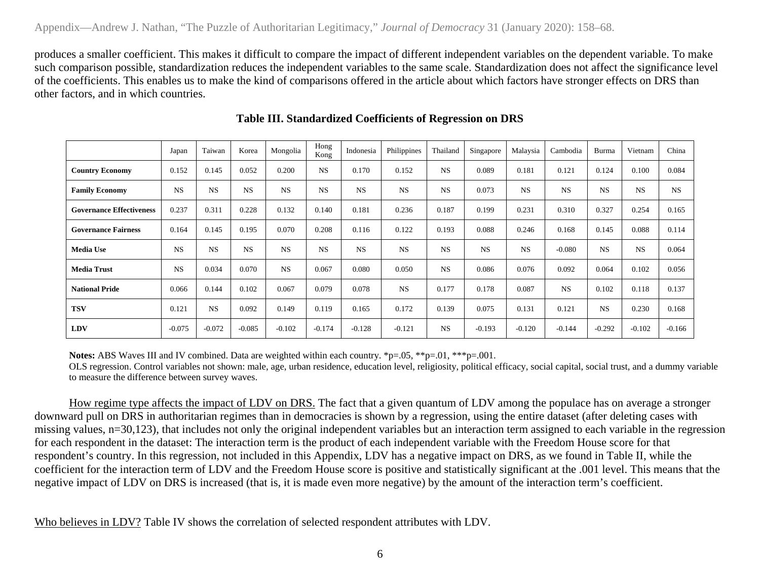produces a smaller coefficient. This makes it difficult to compare the impact of different independent variables on the dependent variable. To make such comparison possible, standardization reduces the independent variables to the same scale. Standardization does not affect the significance level of the coefficients. This enables us to make the kind of comparisons offered in the article about which factors have stronger effects on DRS than other factors, and in which countries.

**Table III. Standardized Coefficients of Regression on DRS**

| | Japan | Taiwan | Korea | Mongolia | Hong Kong | Indonesia | Philippines | Thailand | Singapore | Malaysia | Cambodia | Burma | Vietnam | China |
|---|---|---|---|---|---|---|---|---|---|---|---|---|---|---|
| **Country Economy** | 0.152 | 0.145 | 0.052 | 0.200 | NS | 0.170 | 0.152 | NS | 0.089 | 0.181 | 0.121 | 0.124 | 0.100 | 0.084 |
| **Family Economy** | NS | NS | NS | NS | NS | NS | NS | NS | 0.073 | NS | NS | NS | NS | NS |
| **Governance Effectiveness** | 0.237 | 0.311 | 0.228 | 0.132 | 0.140 | 0.181 | 0.236 | 0.187 | 0.199 | 0.231 | 0.310 | 0.327 | 0.254 | 0.165 |
| **Governance Fairness** | 0.164 | 0.145 | 0.195 | 0.070 | 0.208 | 0.116 | 0.122 | 0.193 | 0.088 | 0.246 | 0.168 | 0.145 | 0.088 | 0.114 |
| **Media Use** | NS | NS | NS | NS | NS | NS | NS | NS | NS | NS | -0.080 | NS | NS | 0.064 |
| **Media Trust** | NS | 0.034 | 0.070 | NS | 0.067 | 0.080 | 0.050 | NS | 0.086 | 0.076 | 0.092 | 0.064 | 0.102 | 0.056 |
| **National Pride** | 0.066 | 0.144 | 0.102 | 0.067 | 0.079 | 0.078 | NS | 0.177 | 0.178 | 0.087 | NS | 0.102 | 0.118 | 0.137 |
| **TSV** | 0.121 | NS | 0.092 | 0.149 | 0.119 | 0.165 | 0.172 | 0.139 | 0.075 | 0.131 | 0.121 | NS | 0.230 | 0.168 |
| **LDV** | -0.075 | -0.072 | -0.085 | -0.102 | -0.174 | -0.128 | -0.121 | NS | -0.193 | -0.120 | -0.144 | -0.292 | -0.102 | -0.166 |

**Notes:** ABS Waves III and IV combined. Data are weighted within each country. *p=.05, **p=.01, ***p=.001.
OLS regression. Control variables not shown: male, age, urban residence, education level, religiosity, political efficacy, social capital, social trust, and a dummy variable to measure the difference between survey waves.

How regime type affects the impact of LDV on DRS. The fact that a given quantum of LDV among the populace has on average a stronger downward pull on DRS in authoritarian regimes than in democracies is shown by a regression, using the entire dataset (after deleting cases with missing values, n=30,123), that includes not only the original independent variables but an interaction term assigned to each variable in the regression for each respondent in the dataset: The interaction term is the product of each independent variable with the Freedom House score for that respondent's country. In this regression, not included in this Appendix, LDV has a negative impact on DRS, as we found in Table II, while the coefficient for the interaction term of LDV and the Freedom House score is positive and statistically significant at the .001 level. This means that the negative impact of LDV on DRS is increased (that is, it is made even more negative) by the amount of the interaction term's coefficient.

Who believes in LDV? Table IV shows the correlation of selected respondent attributes with LDV.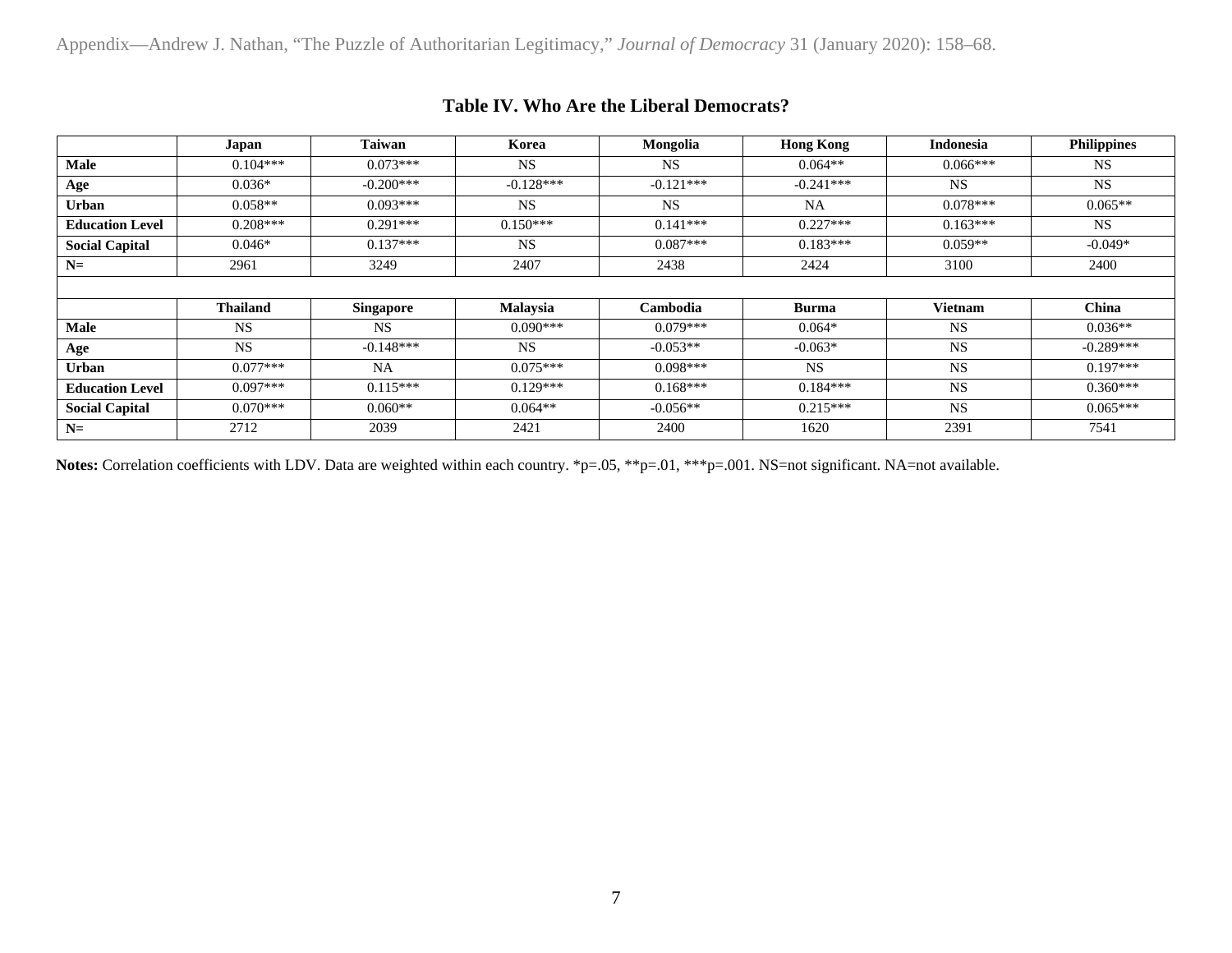## Table IV. Who Are the Liberal Democrats?

| | Japan | Taiwan | Korea | Mongolia | Hong Kong | Indonesia | Philippines |
|---|---|---|---|---|---|---|---|
| **Male** | 0.104*** | 0.073*** | NS | NS | 0.064** | 0.066*** | NS |
| **Age** | 0.036* | -0.200*** | -0.128*** | -0.121*** | -0.241*** | NS | NS |
| **Urban** | 0.058** | 0.093*** | NS | NS | NA | 0.078*** | 0.065** |
| **Education Level** | 0.208*** | 0.291*** | 0.150*** | 0.141*** | 0.227*** | 0.163*** | NS |
| **Social Capital** | 0.046* | 0.137*** | NS | 0.087*** | 0.183*** | 0.059** | -0.049* |
| **N=** | 2961 | 3249 | 2407 | 2438 | 2424 | 3100 | 2400 |
| | | | | | | | |
| | **Thailand** | **Singapore** | **Malaysia** | **Cambodia** | **Burma** | **Vietnam** | **China** |
| **Male** | NS | NS | 0.090*** | 0.079*** | 0.064* | NS | 0.036** |
| **Age** | NS | -0.148*** | NS | -0.053** | -0.063* | NS | -0.289*** |
| **Urban** | 0.077*** | NA | 0.075*** | 0.098*** | NS | NS | 0.197*** |
| **Education Level** | 0.097*** | 0.115*** | 0.129*** | 0.168*** | 0.184*** | NS | 0.360*** |
| **Social Capital** | 0.070*** | 0.060** | 0.064** | -0.056** | 0.215*** | NS | 0.065*** |
| **N=** | 2712 | 2039 | 2421 | 2400 | 1620 | 2391 | 7541 |

**Notes:** Correlation coefficients with LDV. Data are weighted within each country. *p=.05, **p=.01, ***p=.001. NS=not significant. NA=not available.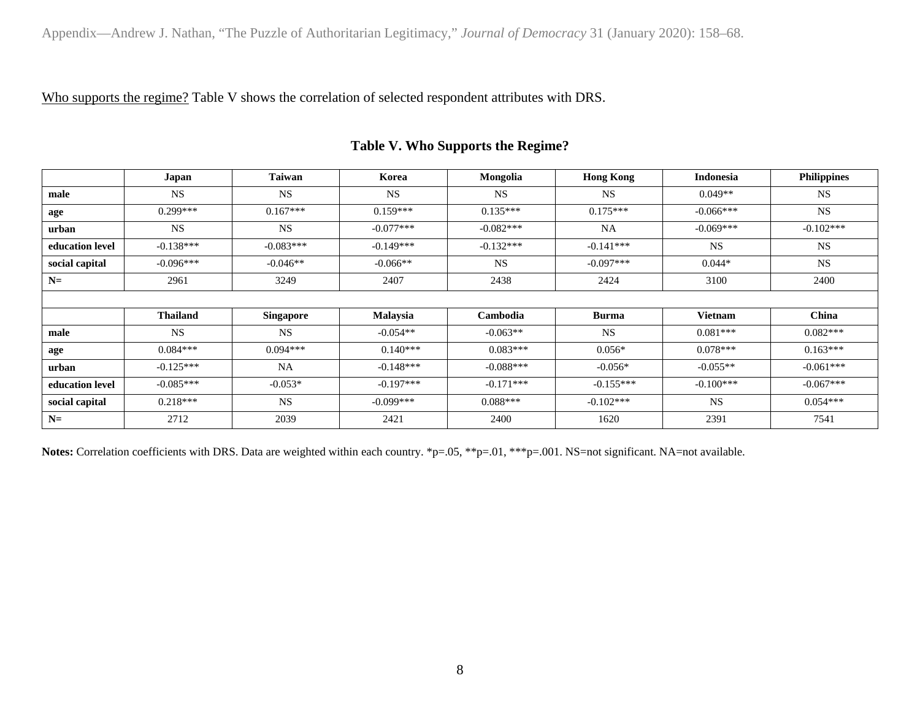Who supports the regime? Table V shows the correlation of selected respondent attributes with DRS.

### Table V. Who Supports the Regime?

| | Japan | Taiwan | Korea | Mongolia | Hong Kong | Indonesia | Philippines |
|---|---|---|---|---|---|---|---|
| **male** | NS | NS | NS | NS | NS | 0.049** | NS |
| **age** | 0.299*** | 0.167*** | 0.159*** | 0.135*** | 0.175*** | -0.066*** | NS |
| **urban** | NS | NS | -0.077*** | -0.082*** | NA | -0.069*** | -0.102*** |
| **education level** | -0.138*** | -0.083*** | -0.149*** | -0.132*** | -0.141*** | NS | NS |
| **social capital** | -0.096*** | -0.046** | -0.066** | NS | -0.097*** | 0.044* | NS |
| **N=** | 2961 | 3249 | 2407 | 2438 | 2424 | 3100 | 2400 |
| | | | | | | | |
| | **Thailand** | **Singapore** | **Malaysia** | **Cambodia** | **Burma** | **Vietnam** | **China** |
| **male** | NS | NS | -0.054** | -0.063** | NS | 0.081*** | 0.082*** |
| **age** | 0.084*** | 0.094*** | 0.140*** | 0.083*** | 0.056* | 0.078*** | 0.163*** |
| **urban** | -0.125*** | NA | -0.148*** | -0.088*** | -0.056* | -0.055** | -0.061*** |
| **education level** | -0.085*** | -0.053* | -0.197*** | -0.171*** | -0.155*** | -0.100*** | -0.067*** |
| **social capital** | 0.218*** | NS | -0.099*** | 0.088*** | -0.102*** | NS | 0.054*** |
| **N=** | 2712 | 2039 | 2421 | 2400 | 1620 | 2391 | 7541 |

**Notes:** Correlation coefficients with DRS. Data are weighted within each country. *p=.05, **p=.01, ***p=.001. NS=not significant. NA=not available.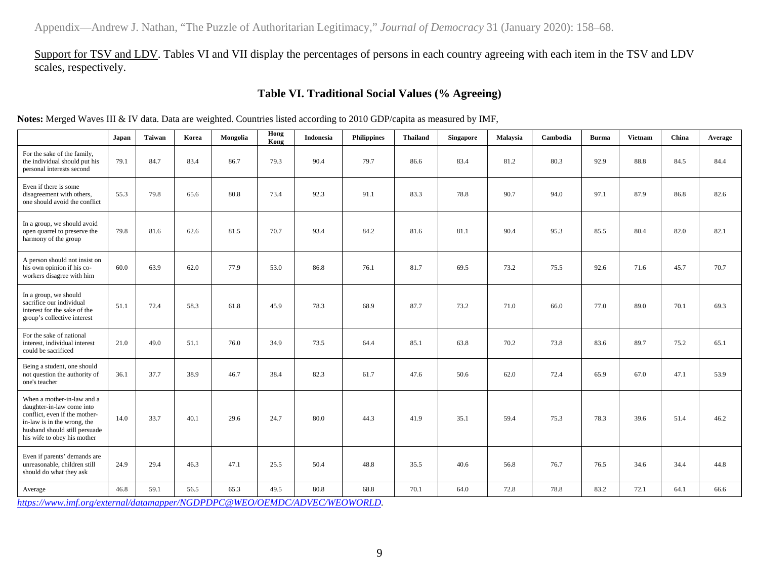<u>Support for TSV and LDV</u>. Tables VI and VII display the percentages of persons in each country agreeing with each item in the TSV and LDV scales, respectively.

## Table VI. Traditional Social Values (% Agreeing)

**Notes:** Merged Waves III & IV data. Data are weighted. Countries listed according to 2010 GDP/capita as measured by IMF,

| | Japan | Taiwan | Korea | Mongolia | Hong Kong | Indonesia | Philippines | Thailand | Singapore | Malaysia | Cambodia | Burma | Vietnam | China | Average |
|---|---|---|---|---|---|---|---|---|---|---|---|---|---|---|---|
| For the sake of the family, the individual should put his personal interests second | 79.1 | 84.7 | 83.4 | 86.7 | 79.3 | 90.4 | 79.7 | 86.6 | 83.4 | 81.2 | 80.3 | 92.9 | 88.8 | 84.5 | 84.4 |
| Even if there is some disagreement with others, one should avoid the conflict | 55.3 | 79.8 | 65.6 | 80.8 | 73.4 | 92.3 | 91.1 | 83.3 | 78.8 | 90.7 | 94.0 | 97.1 | 87.9 | 86.8 | 82.6 |
| In a group, we should avoid open quarrel to preserve the harmony of the group | 79.8 | 81.6 | 62.6 | 81.5 | 70.7 | 93.4 | 84.2 | 81.6 | 81.1 | 90.4 | 95.3 | 85.5 | 80.4 | 82.0 | 82.1 |
| A person should not insist on his own opinion if his co-workers disagree with him | 60.0 | 63.9 | 62.0 | 77.9 | 53.0 | 86.8 | 76.1 | 81.7 | 69.5 | 73.2 | 75.5 | 92.6 | 71.6 | 45.7 | 70.7 |
| In a group, we should sacrifice our individual interest for the sake of the group's collective interest | 51.1 | 72.4 | 58.3 | 61.8 | 45.9 | 78.3 | 68.9 | 87.7 | 73.2 | 71.0 | 66.0 | 77.0 | 89.0 | 70.1 | 69.3 |
| For the sake of national interest, individual interest could be sacrificed | 21.0 | 49.0 | 51.1 | 76.0 | 34.9 | 73.5 | 64.4 | 85.1 | 63.8 | 70.2 | 73.8 | 83.6 | 89.7 | 75.2 | 65.1 |
| Being a student, one should not question the authority of one's teacher | 36.1 | 37.7 | 38.9 | 46.7 | 38.4 | 82.3 | 61.7 | 47.6 | 50.6 | 62.0 | 72.4 | 65.9 | 67.0 | 47.1 | 53.9 |
| When a mother-in-law and a daughter-in-law come into conflict, even if the mother-in-law is in the wrong, the husband should still persuade his wife to obey his mother | 14.0 | 33.7 | 40.1 | 29.6 | 24.7 | 80.0 | 44.3 | 41.9 | 35.1 | 59.4 | 75.3 | 78.3 | 39.6 | 51.4 | 46.2 |
| Even if parents' demands are unreasonable, children still should do what they ask | 24.9 | 29.4 | 46.3 | 47.1 | 25.5 | 50.4 | 48.8 | 35.5 | 40.6 | 56.8 | 76.7 | 76.5 | 34.6 | 34.4 | 44.8 |
| Average | 46.8 | 59.1 | 56.5 | 65.3 | 49.5 | 80.8 | 68.8 | 70.1 | 64.0 | 72.8 | 78.8 | 83.2 | 72.1 | 64.1 | 66.6 |

*https://www.imf.org/external/datamapper/NGDPDPC@WEO/OEMDC/ADVEC/WEOWORLD.*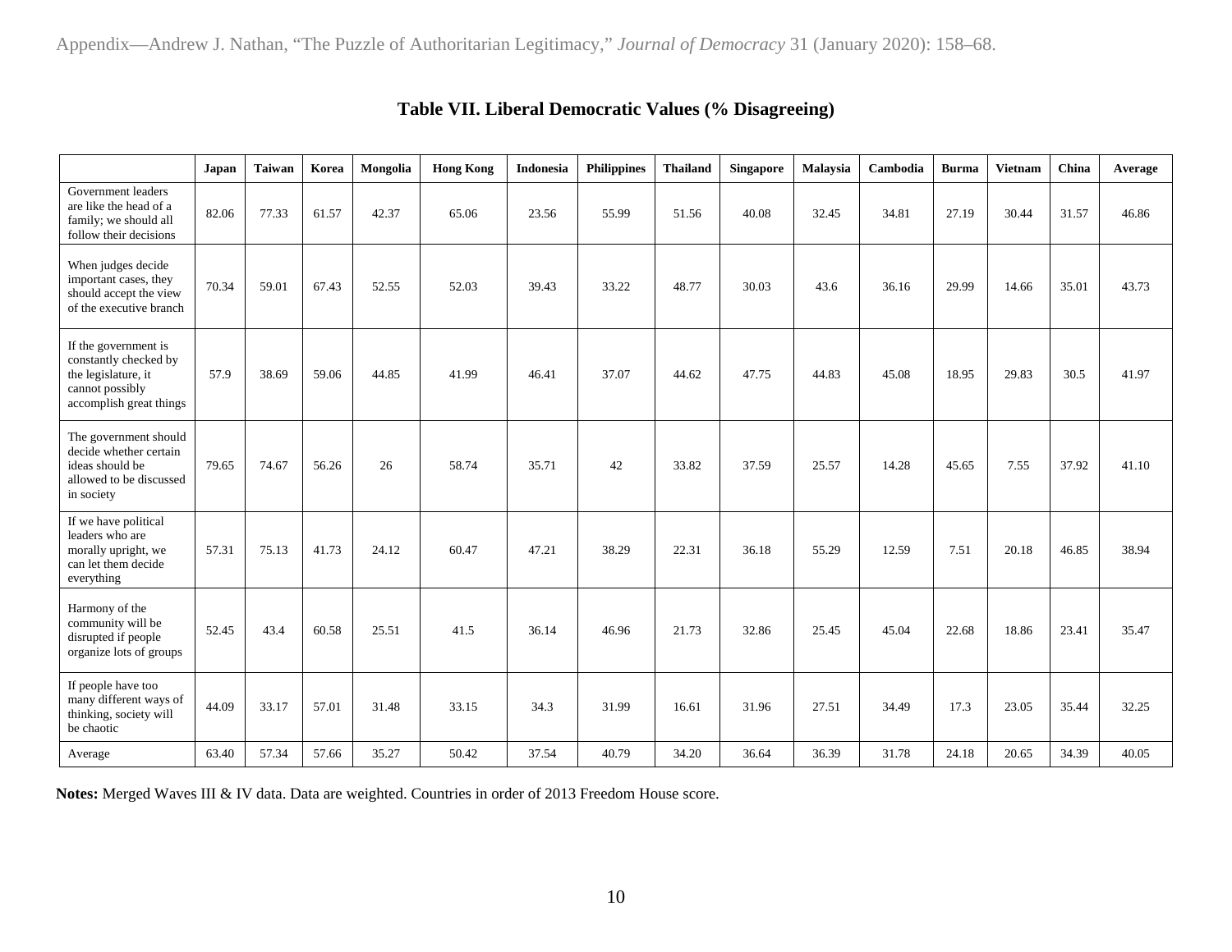## Table VII. Liberal Democratic Values (% Disagreeing)

| | Japan | Taiwan | Korea | Mongolia | Hong Kong | Indonesia | Philippines | Thailand | Singapore | Malaysia | Cambodia | Burma | Vietnam | China | Average |
|---|---|---|---|---|---|---|---|---|---|---|---|---|---|---|---|
| Government leaders are like the head of a family; we should all follow their decisions | 82.06 | 77.33 | 61.57 | 42.37 | 65.06 | 23.56 | 55.99 | 51.56 | 40.08 | 32.45 | 34.81 | 27.19 | 30.44 | 31.57 | 46.86 |
| When judges decide important cases, they should accept the view of the executive branch | 70.34 | 59.01 | 67.43 | 52.55 | 52.03 | 39.43 | 33.22 | 48.77 | 30.03 | 43.6 | 36.16 | 29.99 | 14.66 | 35.01 | 43.73 |
| If the government is constantly checked by the legislature, it cannot possibly accomplish great things | 57.9 | 38.69 | 59.06 | 44.85 | 41.99 | 46.41 | 37.07 | 44.62 | 47.75 | 44.83 | 45.08 | 18.95 | 29.83 | 30.5 | 41.97 |
| The government should decide whether certain ideas should be allowed to be discussed in society | 79.65 | 74.67 | 56.26 | 26 | 58.74 | 35.71 | 42 | 33.82 | 37.59 | 25.57 | 14.28 | 45.65 | 7.55 | 37.92 | 41.10 |
| If we have political leaders who are morally upright, we can let them decide everything | 57.31 | 75.13 | 41.73 | 24.12 | 60.47 | 47.21 | 38.29 | 22.31 | 36.18 | 55.29 | 12.59 | 7.51 | 20.18 | 46.85 | 38.94 |
| Harmony of the community will be disrupted if people organize lots of groups | 52.45 | 43.4 | 60.58 | 25.51 | 41.5 | 36.14 | 46.96 | 21.73 | 32.86 | 25.45 | 45.04 | 22.68 | 18.86 | 23.41 | 35.47 |
| If people have too many different ways of thinking, society will be chaotic | 44.09 | 33.17 | 57.01 | 31.48 | 33.15 | 34.3 | 31.99 | 16.61 | 31.96 | 27.51 | 34.49 | 17.3 | 23.05 | 35.44 | 32.25 |
| Average | 63.40 | 57.34 | 57.66 | 35.27 | 50.42 | 37.54 | 40.79 | 34.20 | 36.64 | 36.39 | 31.78 | 24.18 | 20.65 | 34.39 | 40.05 |

**Notes:** Merged Waves III & IV data. Data are weighted. Countries in order of 2013 Freedom House score.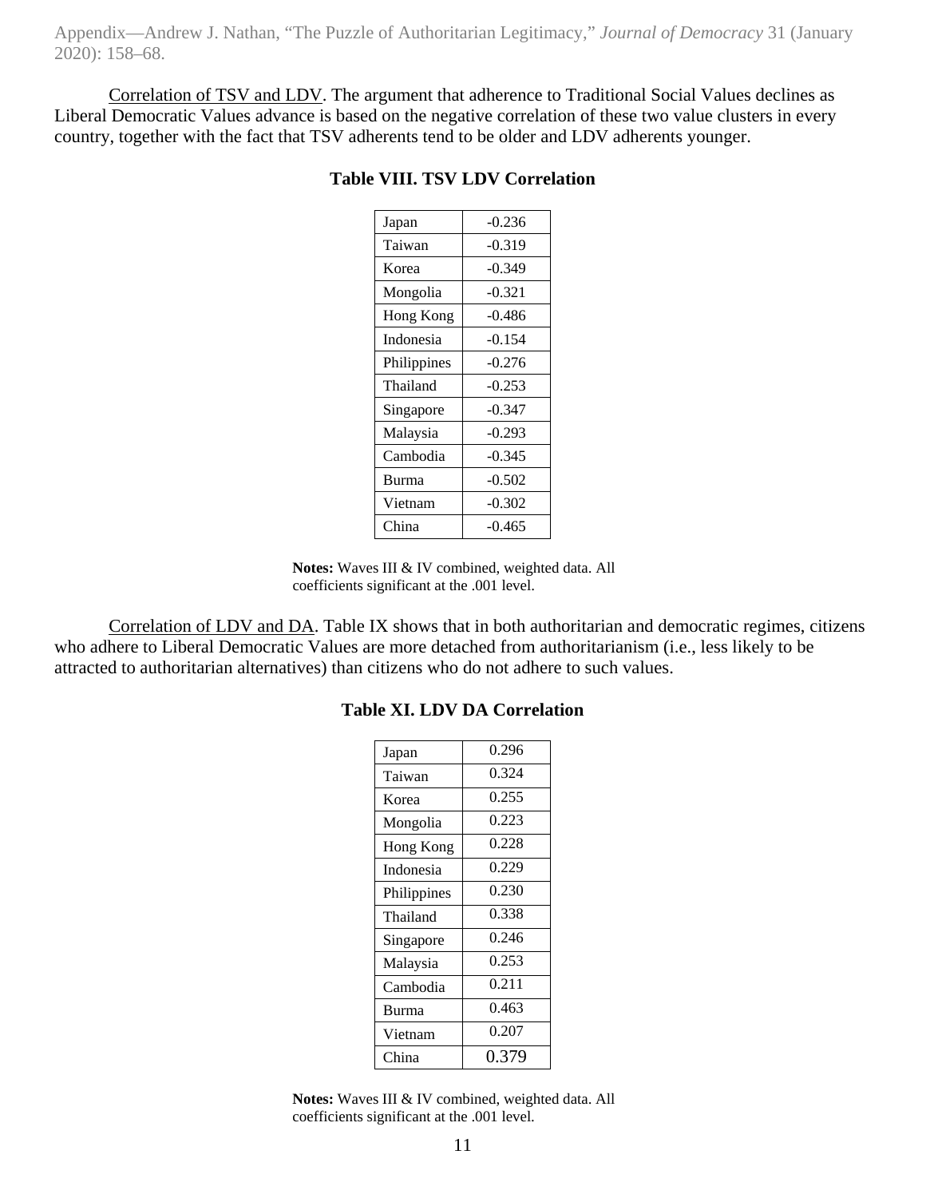Correlation of TSV and LDV. The argument that adherence to Traditional Social Values declines as Liberal Democratic Values advance is based on the negative correlation of these two value clusters in every country, together with the fact that TSV adherents tend to be older and LDV adherents younger.

**Table VIII. TSV LDV Correlation**

| | |
|---|---|
| Japan | -0.236 |
| Taiwan | -0.319 |
| Korea | -0.349 |
| Mongolia | -0.321 |
| Hong Kong | -0.486 |
| Indonesia | -0.154 |
| Philippines | -0.276 |
| Thailand | -0.253 |
| Singapore | -0.347 |
| Malaysia | -0.293 |
| Cambodia | -0.345 |
| Burma | -0.502 |
| Vietnam | -0.302 |
| China | -0.465 |

**Notes:** Waves III & IV combined, weighted data. All coefficients significant at the .001 level.

Correlation of LDV and DA. Table IX shows that in both authoritarian and democratic regimes, citizens who adhere to Liberal Democratic Values are more detached from authoritarianism (i.e., less likely to be attracted to authoritarian alternatives) than citizens who do not adhere to such values.

**Table XI. LDV DA Correlation**

| | |
|---|---|
| Japan | 0.296 |
| Taiwan | 0.324 |
| Korea | 0.255 |
| Mongolia | 0.223 |
| Hong Kong | 0.228 |
| Indonesia | 0.229 |
| Philippines | 0.230 |
| Thailand | 0.338 |
| Singapore | 0.246 |
| Malaysia | 0.253 |
| Cambodia | 0.211 |
| Burma | 0.463 |
| Vietnam | 0.207 |
| China | 0.379 |

**Notes:** Waves III & IV combined, weighted data. All coefficients significant at the .001 level.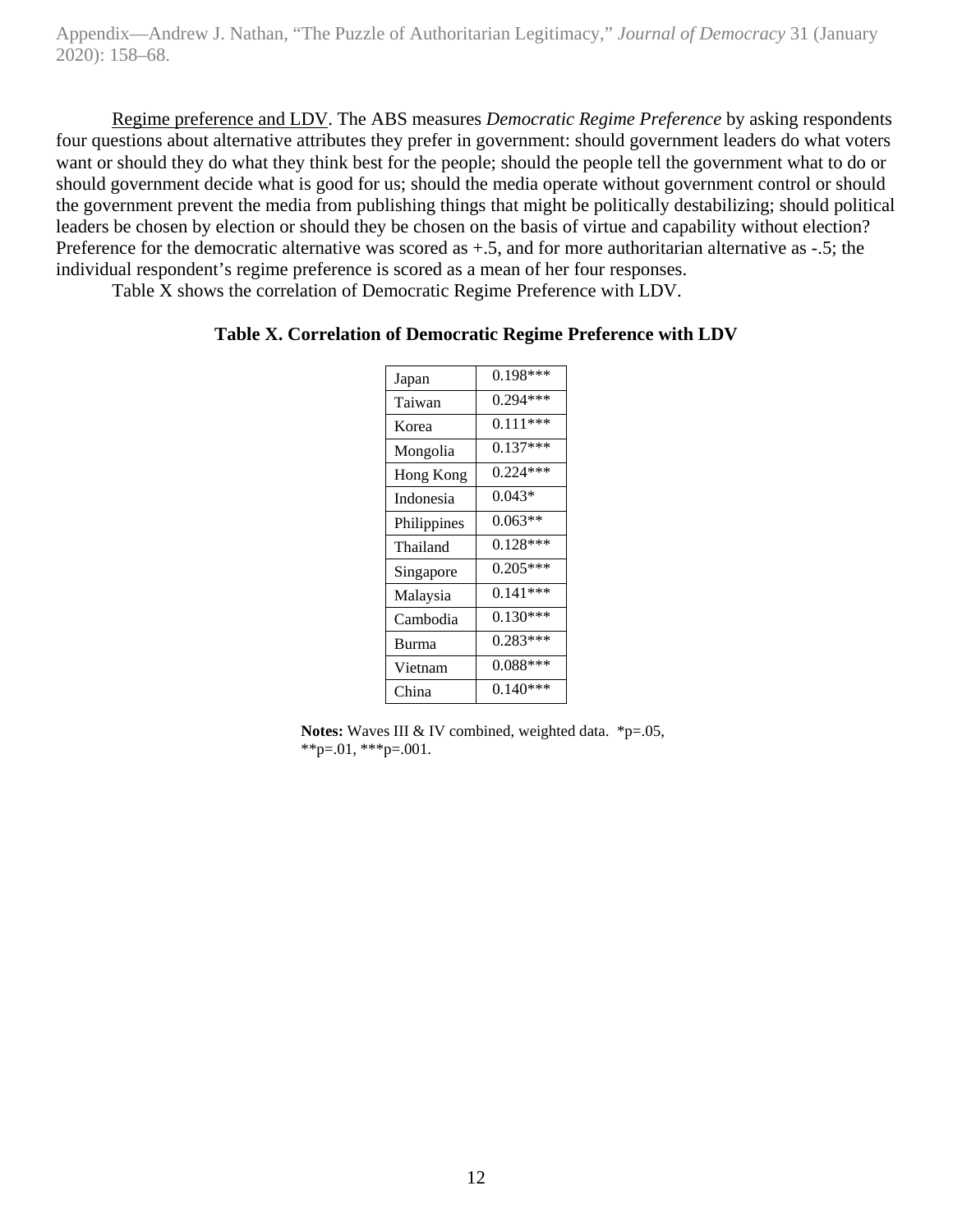Regime preference and LDV. The ABS measures *Democratic Regime Preference* by asking respondents four questions about alternative attributes they prefer in government: should government leaders do what voters want or should they do what they think best for the people; should the people tell the government what to do or should government decide what is good for us; should the media operate without government control or should the government prevent the media from publishing things that might be politically destabilizing; should political leaders be chosen by election or should they be chosen on the basis of virtue and capability without election? Preference for the democratic alternative was scored as +.5, and for more authoritarian alternative as -.5; the individual respondent's regime preference is scored as a mean of her four responses.

Table X shows the correlation of Democratic Regime Preference with LDV.

**Table X. Correlation of Democratic Regime Preference with LDV**

| | |
|---|---|
| Japan | 0.198*** |
| Taiwan | 0.294*** |
| Korea | 0.111*** |
| Mongolia | 0.137*** |
| Hong Kong | 0.224*** |
| Indonesia | 0.043* |
| Philippines | 0.063** |
| Thailand | 0.128*** |
| Singapore | 0.205*** |
| Malaysia | 0.141*** |
| Cambodia | 0.130*** |
| Burma | 0.283*** |
| Vietnam | 0.088*** |
| China | 0.140*** |

**Notes:** Waves III & IV combined, weighted data. *p=.05, **p=.01, ***p=.001.